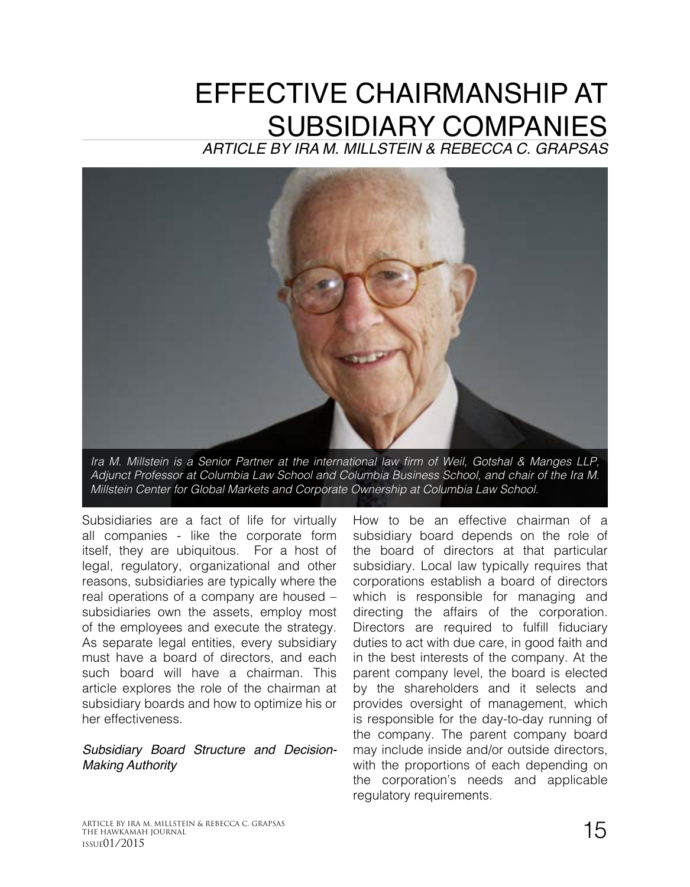# EFFECTIVE CHAIRMANSHIP AT SUBSIDIARY COMPANIES

*ARTICLE BY IRA M. MILLSTEIN & REBECCA C. GRAPSAS*

*Ira M. Millstein is a Senior Partner at the international law firm of Weil, Gotshal & Manges LLP, Adjunct Professor at Columbia Law School and Columbia Business School, and chair of the Ira M. Millstein Center for Global Markets and Corporate Ownership at Columbia Law School.*

Subsidiaries are a fact of life for virtually all companies - like the corporate form itself, they are ubiquitous. For a host of legal, regulatory, organizational and other reasons, subsidiaries are typically where the real operations of a company are housed – subsidiaries own the assets, employ most of the employees and execute the strategy. As separate legal entities, every subsidiary must have a board of directors, and each such board will have a chairman. This article explores the role of the chairman at subsidiary boards and how to optimize his or her effectiveness.

*Subsidiary Board Structure and Decision-Making Authority*

How to be an effective chairman of a subsidiary board depends on the role of the board of directors at that particular subsidiary. Local law typically requires that corporations establish a board of directors which is responsible for managing and directing the affairs of the corporation. Directors are required to fulfill fiduciary duties to act with due care, in good faith and in the best interests of the company. At the parent company level, the board is elected by the shareholders and it selects and provides oversight of management, which is responsible for the day-to-day running of the company. The parent company board may include inside and/or outside directors, with the proportions of each depending on the corporation's needs and applicable regulatory requirements.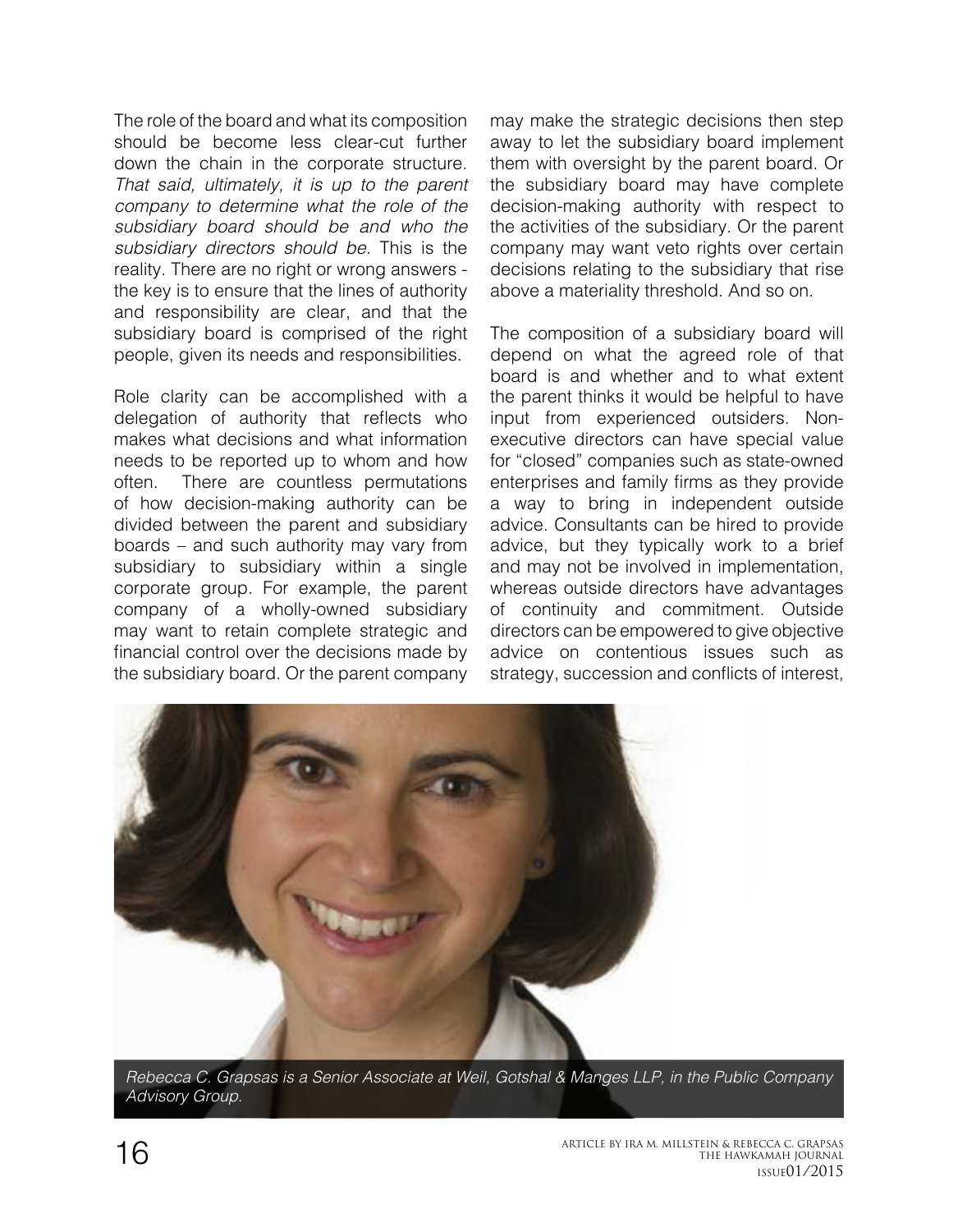The role of the board and what its composition should be become less clear-cut further down the chain in the corporate structure. *That said, ultimately, it is up to the parent company to determine what the role of the subsidiary board should be and who the subsidiary directors should be*. This is the reality. There are no right or wrong answers - the key is to ensure that the lines of authority and responsibility are clear, and that the subsidiary board is comprised of the right people, given its needs and responsibilities.

Role clarity can be accomplished with a delegation of authority that reflects who makes what decisions and what information needs to be reported up to whom and how often. There are countless permutations of how decision-making authority can be divided between the parent and subsidiary boards – and such authority may vary from subsidiary to subsidiary within a single corporate group. For example, the parent company of a wholly-owned subsidiary may want to retain complete strategic and financial control over the decisions made by the subsidiary board. Or the parent company may make the strategic decisions then step away to let the subsidiary board implement them with oversight by the parent board. Or the subsidiary board may have complete decision-making authority with respect to the activities of the subsidiary. Or the parent company may want veto rights over certain decisions relating to the subsidiary that rise above a materiality threshold. And so on.

The composition of a subsidiary board will depend on what the agreed role of that board is and whether and to what extent the parent thinks it would be helpful to have input from experienced outsiders. Non-executive directors can have special value for "closed" companies such as state-owned enterprises and family firms as they provide a way to bring in independent outside advice. Consultants can be hired to provide advice, but they typically work to a brief and may not be involved in implementation, whereas outside directors have advantages of continuity and commitment. Outside directors can be empowered to give objective advice on contentious issues such as strategy, succession and conflicts of interest,

*Rebecca C. Grapsas is a Senior Associate at Weil, Gotshal & Manges LLP, in the Public Company Advisory Group.*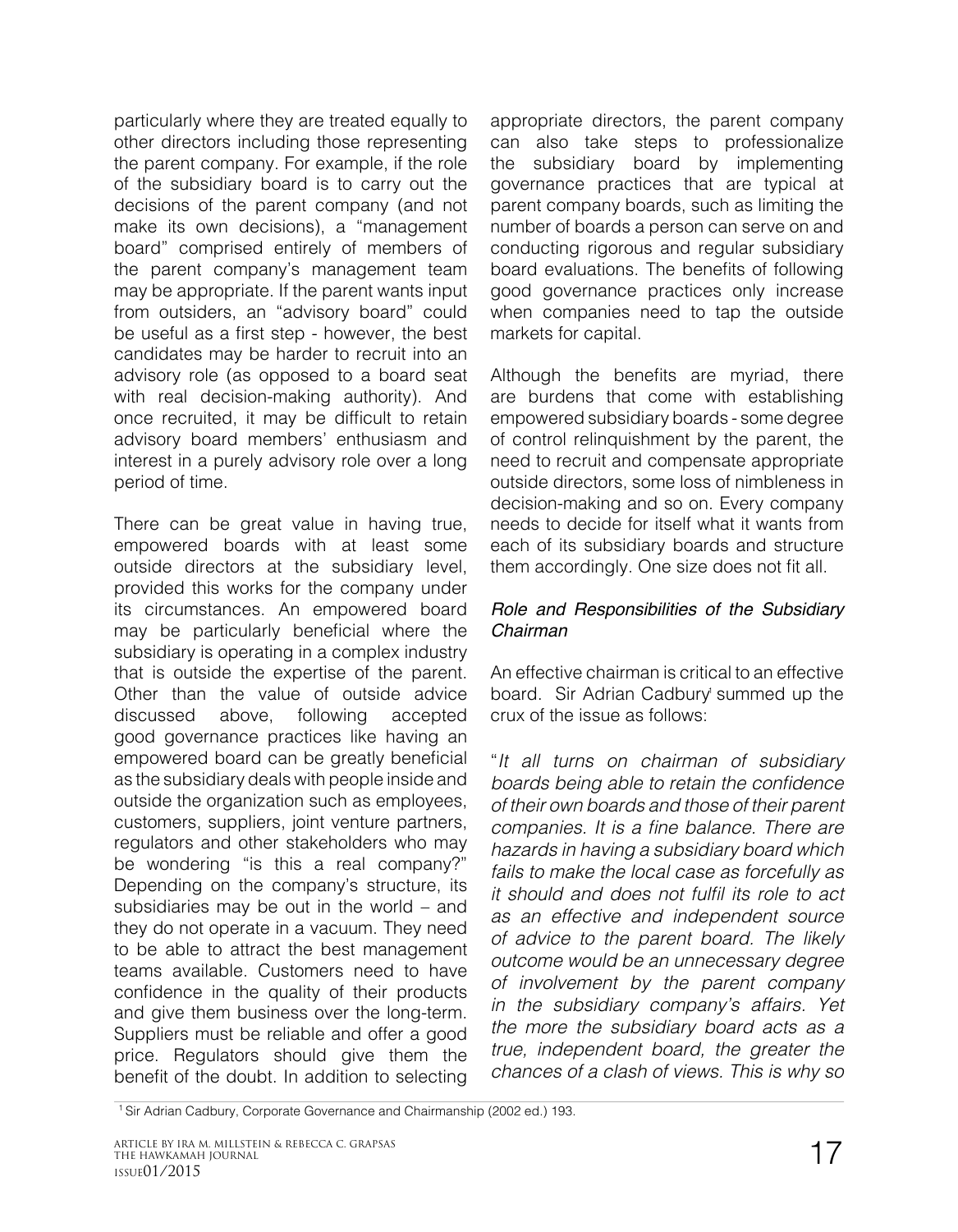particularly where they are treated equally to other directors including those representing the parent company. For example, if the role of the subsidiary board is to carry out the decisions of the parent company (and not make its own decisions), a "management board" comprised entirely of members of the parent company's management team may be appropriate. If the parent wants input from outsiders, an "advisory board" could be useful as a first step - however, the best candidates may be harder to recruit into an advisory role (as opposed to a board seat with real decision-making authority). And once recruited, it may be difficult to retain advisory board members' enthusiasm and interest in a purely advisory role over a long period of time.

There can be great value in having true, empowered boards with at least some outside directors at the subsidiary level, provided this works for the company under its circumstances. An empowered board may be particularly beneficial where the subsidiary is operating in a complex industry that is outside the expertise of the parent. Other than the value of outside advice discussed above, following accepted good governance practices like having an empowered board can be greatly beneficial as the subsidiary deals with people inside and outside the organization such as employees, customers, suppliers, joint venture partners, regulators and other stakeholders who may be wondering "is this a real company?" Depending on the company's structure, its subsidiaries may be out in the world – and they do not operate in a vacuum. They need to be able to attract the best management teams available. Customers need to have confidence in the quality of their products and give them business over the long-term. Suppliers must be reliable and offer a good price. Regulators should give them the benefit of the doubt. In addition to selecting appropriate directors, the parent company can also take steps to professionalize the subsidiary board by implementing governance practices that are typical at parent company boards, such as limiting the number of boards a person can serve on and conducting rigorous and regular subsidiary board evaluations. The benefits of following good governance practices only increase when companies need to tap the outside markets for capital.

Although the benefits are myriad, there are burdens that come with establishing empowered subsidiary boards - some degree of control relinquishment by the parent, the need to recruit and compensate appropriate outside directors, some loss of nimbleness in decision-making and so on. Every company needs to decide for itself what it wants from each of its subsidiary boards and structure them accordingly. One size does not fit all.

### *Role and Responsibilities of the Subsidiary Chairman*

An effective chairman is critical to an effective board. Sir Adrian Cadbury[1] summed up the crux of the issue as follows:

"*It all turns on chairman of subsidiary boards being able to retain the confidence of their own boards and those of their parent companies. It is a fine balance. There are hazards in having a subsidiary board which fails to make the local case as forcefully as it should and does not fulfil its role to act as an effective and independent source of advice to the parent board. The likely outcome would be an unnecessary degree of involvement by the parent company in the subsidiary company's affairs. Yet the more the subsidiary board acts as a true, independent board, the greater the chances of a clash of views. This is why so*

[1] Sir Adrian Cadbury, Corporate Governance and Chairmanship (2002 ed.) 193.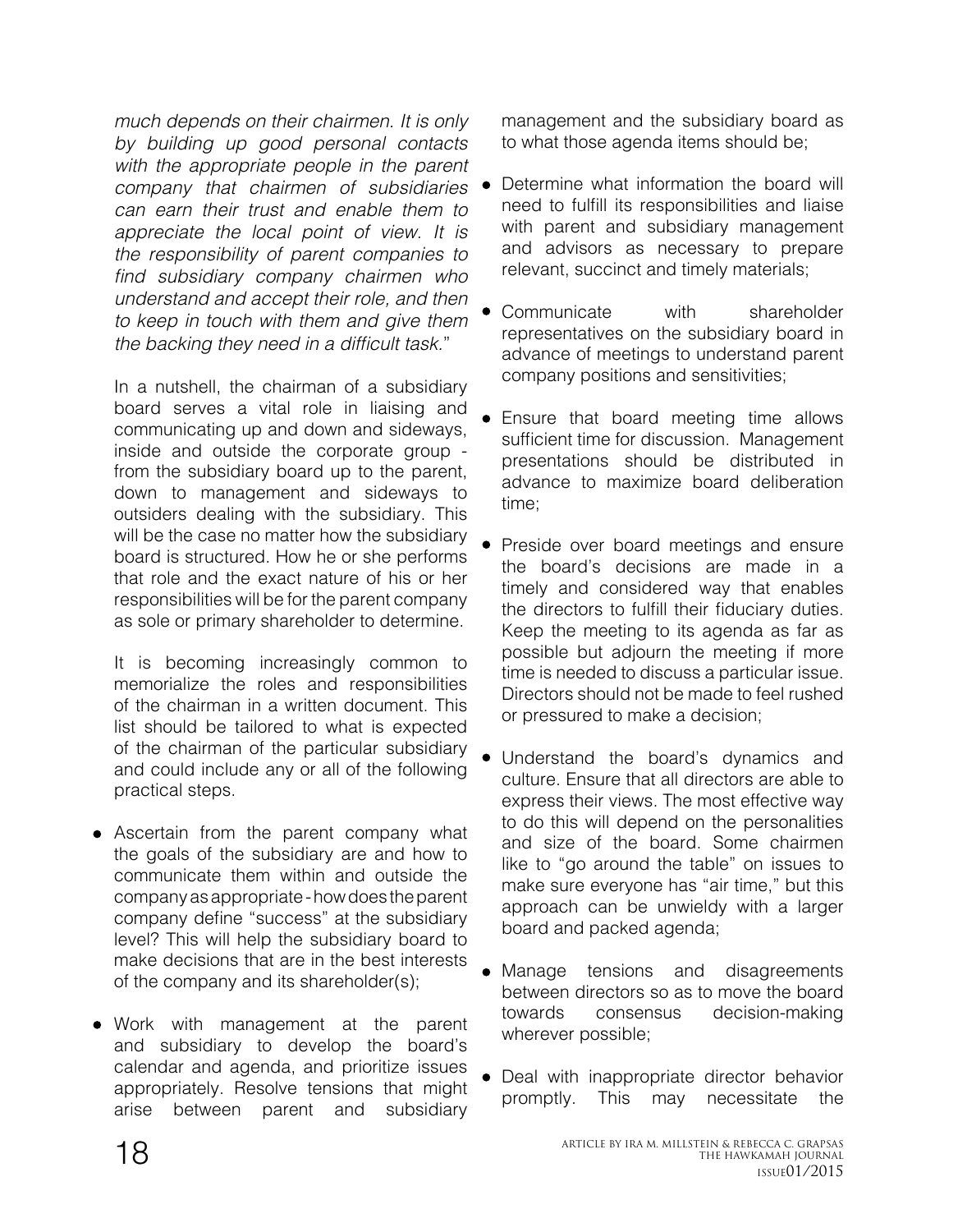*much depends on their chairmen. It is only by building up good personal contacts with the appropriate people in the parent company that chairmen of subsidiaries can earn their trust and enable them to appreciate the local point of view. It is the responsibility of parent companies to find subsidiary company chairmen who understand and accept their role, and then to keep in touch with them and give them the backing they need in a difficult task.*"

In a nutshell, the chairman of a subsidiary board serves a vital role in liaising and communicating up and down and sideways, inside and outside the corporate group - from the subsidiary board up to the parent, down to management and sideways to outsiders dealing with the subsidiary. This will be the case no matter how the subsidiary board is structured. How he or she performs that role and the exact nature of his or her responsibilities will be for the parent company as sole or primary shareholder to determine.

It is becoming increasingly common to memorialize the roles and responsibilities of the chairman in a written document. This list should be tailored to what is expected of the chairman of the particular subsidiary and could include any or all of the following practical steps.

- Ascertain from the parent company what the goals of the subsidiary are and how to communicate them within and outside the company as appropriate - how does the parent company define "success" at the subsidiary level? This will help the subsidiary board to make decisions that are in the best interests of the company and its shareholder(s);
- Work with management at the parent and subsidiary to develop the board's calendar and agenda, and prioritize issues appropriately. Resolve tensions that might arise between parent and subsidiary management and the subsidiary board as to what those agenda items should be;
- Determine what information the board will need to fulfill its responsibilities and liaise with parent and subsidiary management and advisors as necessary to prepare relevant, succinct and timely materials;
- Communicate with shareholder representatives on the subsidiary board in advance of meetings to understand parent company positions and sensitivities;
- Ensure that board meeting time allows sufficient time for discussion. Management presentations should be distributed in advance to maximize board deliberation time;
- Preside over board meetings and ensure the board's decisions are made in a timely and considered way that enables the directors to fulfill their fiduciary duties. Keep the meeting to its agenda as far as possible but adjourn the meeting if more time is needed to discuss a particular issue. Directors should not be made to feel rushed or pressured to make a decision;
- Understand the board's dynamics and culture. Ensure that all directors are able to express their views. The most effective way to do this will depend on the personalities and size of the board. Some chairmen like to "go around the table" on issues to make sure everyone has "air time," but this approach can be unwieldy with a larger board and packed agenda;
- Manage tensions and disagreements between directors so as to move the board towards consensus decision-making wherever possible;
- Deal with inappropriate director behavior promptly. This may necessitate the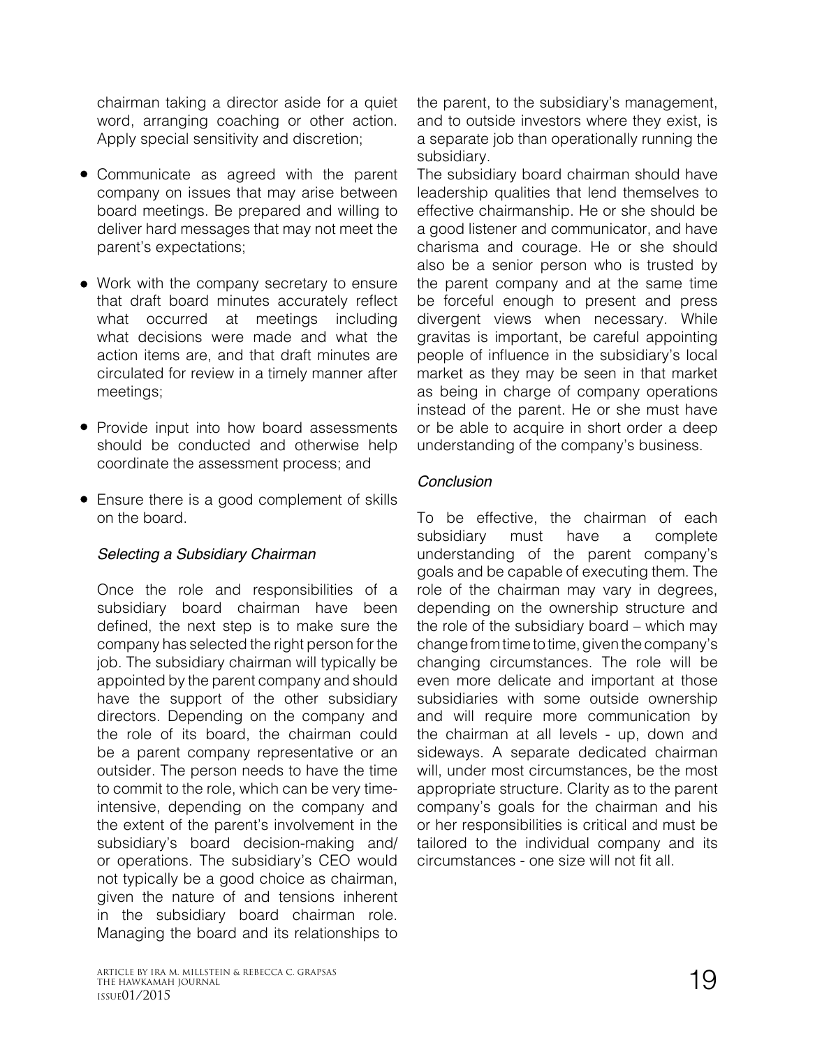chairman taking a director aside for a quiet word, arranging coaching or other action. Apply special sensitivity and discretion;

- Communicate as agreed with the parent company on issues that may arise between board meetings. Be prepared and willing to deliver hard messages that may not meet the parent's expectations;
- Work with the company secretary to ensure that draft board minutes accurately reflect what occurred at meetings including what decisions were made and what the action items are, and that draft minutes are circulated for review in a timely manner after meetings;
- Provide input into how board assessments should be conducted and otherwise help coordinate the assessment process; and
- Ensure there is a good complement of skills on the board.

*Selecting a Subsidiary Chairman*

Once the role and responsibilities of a subsidiary board chairman have been defined, the next step is to make sure the company has selected the right person for the job. The subsidiary chairman will typically be appointed by the parent company and should have the support of the other subsidiary directors. Depending on the company and the role of its board, the chairman could be a parent company representative or an outsider. The person needs to have the time to commit to the role, which can be very time-intensive, depending on the company and the extent of the parent's involvement in the subsidiary's board decision-making and/or operations. The subsidiary's CEO would not typically be a good choice as chairman, given the nature of and tensions inherent in the subsidiary board chairman role. Managing the board and its relationships to the parent, to the subsidiary's management, and to outside investors where they exist, is a separate job than operationally running the subsidiary.

The subsidiary board chairman should have leadership qualities that lend themselves to effective chairmanship. He or she should be a good listener and communicator, and have charisma and courage. He or she should also be a senior person who is trusted by the parent company and at the same time be forceful enough to present and press divergent views when necessary. While gravitas is important, be careful appointing people of influence in the subsidiary's local market as they may be seen in that market as being in charge of company operations instead of the parent. He or she must have or be able to acquire in short order a deep understanding of the company's business.

*Conclusion*

To be effective, the chairman of each subsidiary must have a complete understanding of the parent company's goals and be capable of executing them. The role of the chairman may vary in degrees, depending on the ownership structure and the role of the subsidiary board – which may change from time to time, given the company's changing circumstances. The role will be even more delicate and important at those subsidiaries with some outside ownership and will require more communication by the chairman at all levels - up, down and sideways. A separate dedicated chairman will, under most circumstances, be the most appropriate structure. Clarity as to the parent company's goals for the chairman and his or her responsibilities is critical and must be tailored to the individual company and its circumstances - one size will not fit all.